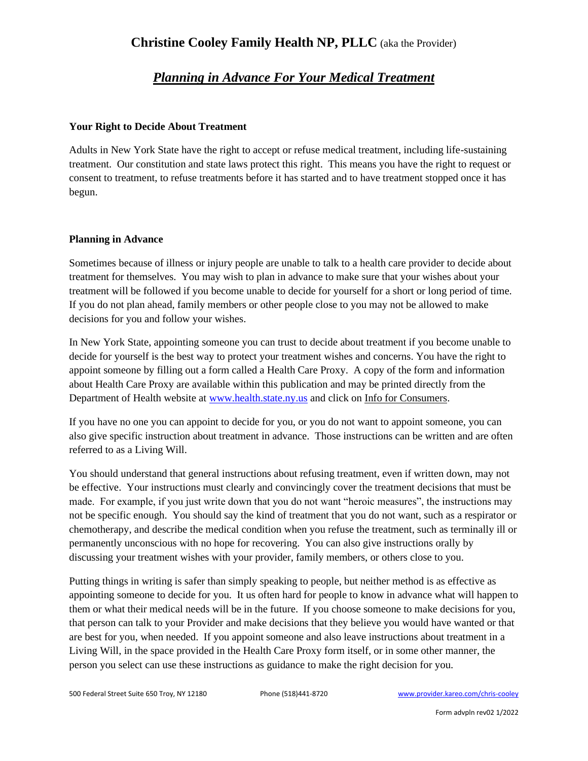# **Christine Cooley Family Health NP, PLLC** (aka the Provider)

## ***Planning in Advance For Your Medical Treatment***

**Your Right to Decide About Treatment**

Adults in New York State have the right to accept or refuse medical treatment, including life-sustaining treatment. Our constitution and state laws protect this right. This means you have the right to request or consent to treatment, to refuse treatments before it has started and to have treatment stopped once it has begun.

**Planning in Advance**

Sometimes because of illness or injury people are unable to talk to a health care provider to decide about treatment for themselves. You may wish to plan in advance to make sure that your wishes about your treatment will be followed if you become unable to decide for yourself for a short or long period of time. If you do not plan ahead, family members or other people close to you may not be allowed to make decisions for you and follow your wishes.

In New York State, appointing someone you can trust to decide about treatment if you become unable to decide for yourself is the best way to protect your treatment wishes and concerns. You have the right to appoint someone by filling out a form called a Health Care Proxy. A copy of the form and information about Health Care Proxy are available within this publication and may be printed directly from the Department of Health website at www.health.state.ny.us and click on Info for Consumers.

If you have no one you can appoint to decide for you, or you do not want to appoint someone, you can also give specific instruction about treatment in advance. Those instructions can be written and are often referred to as a Living Will.

You should understand that general instructions about refusing treatment, even if written down, may not be effective. Your instructions must clearly and convincingly cover the treatment decisions that must be made. For example, if you just write down that you do not want "heroic measures", the instructions may not be specific enough. You should say the kind of treatment that you do not want, such as a respirator or chemotherapy, and describe the medical condition when you refuse the treatment, such as terminally ill or permanently unconscious with no hope for recovering. You can also give instructions orally by discussing your treatment wishes with your provider, family members, or others close to you.

Putting things in writing is safer than simply speaking to people, but neither method is as effective as appointing someone to decide for you. It us often hard for people to know in advance what will happen to them or what their medical needs will be in the future. If you choose someone to make decisions for you, that person can talk to your Provider and make decisions that they believe you would have wanted or that are best for you, when needed. If you appoint someone and also leave instructions about treatment in a Living Will, in the space provided in the Health Care Proxy form itself, or in some other manner, the person you select can use these instructions as guidance to make the right decision for you.

500 Federal Street Suite 650 Troy, NY 12180 Phone (518)441-8720 www.provider.kareo.com/chris-cooley

Form advpln rev02 1/2022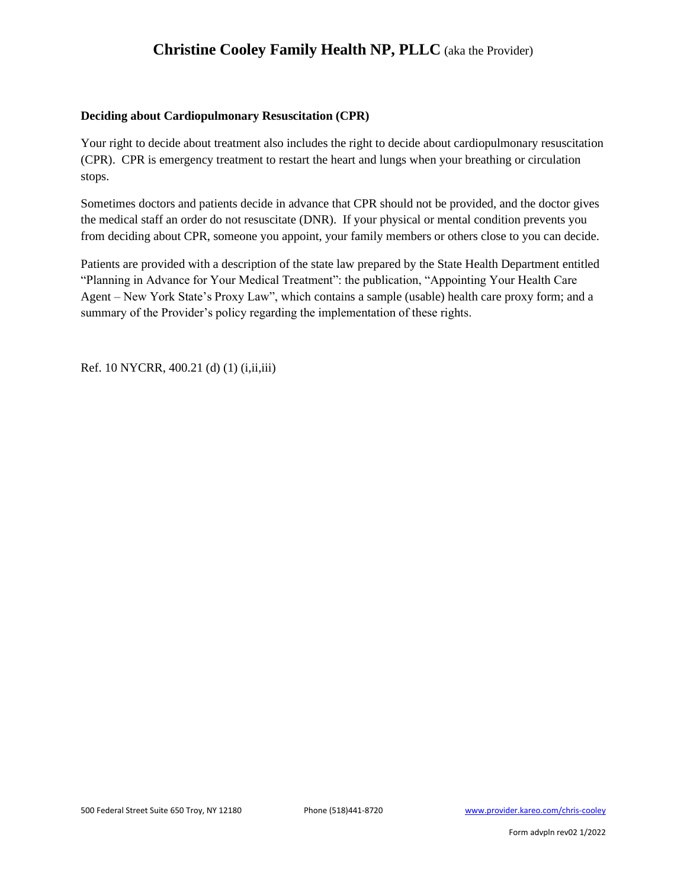**Deciding about Cardiopulmonary Resuscitation (CPR)**

Your right to decide about treatment also includes the right to decide about cardiopulmonary resuscitation (CPR). CPR is emergency treatment to restart the heart and lungs when your breathing or circulation stops.

Sometimes doctors and patients decide in advance that CPR should not be provided, and the doctor gives the medical staff an order do not resuscitate (DNR). If your physical or mental condition prevents you from deciding about CPR, someone you appoint, your family members or others close to you can decide.

Patients are provided with a description of the state law prepared by the State Health Department entitled "Planning in Advance for Your Medical Treatment": the publication, "Appointing Your Health Care Agent – New York State's Proxy Law", which contains a sample (usable) health care proxy form; and a summary of the Provider's policy regarding the implementation of these rights.

Ref. 10 NYCRR, 400.21 (d) (1) (i,ii,iii)